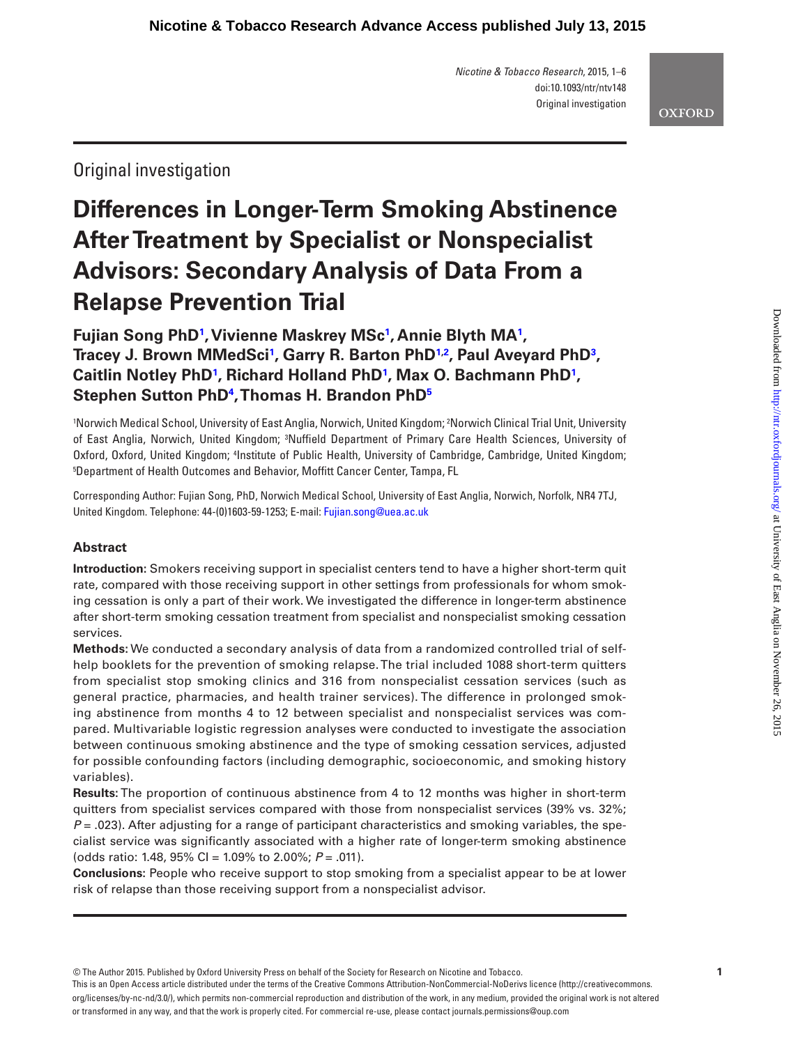Original investigation

# Differences in Longer-Term Smoking Abstinence After Treatment by Specialist or Nonspecialist Advisors: Secondary Analysis of Data From a Relapse Prevention Trial

**Fujian Song PhD[1], Vivienne Maskrey MSc[1], Annie Blyth MA[1], Tracey J. Brown MMedSci[1], Garry R. Barton PhD[1,2], Paul Aveyard PhD[3], Caitlin Notley PhD[1], Richard Holland PhD[1], Max O. Bachmann PhD[1], Stephen Sutton PhD[4], Thomas H. Brandon PhD[5]**

[1]Norwich Medical School, University of East Anglia, Norwich, United Kingdom; [2]Norwich Clinical Trial Unit, University of East Anglia, Norwich, United Kingdom; [3]Nuffield Department of Primary Care Health Sciences, University of Oxford, Oxford, United Kingdom; [4]Institute of Public Health, University of Cambridge, Cambridge, United Kingdom; [5]Department of Health Outcomes and Behavior, Moffitt Cancer Center, Tampa, FL

Corresponding Author: Fujian Song, PhD, Norwich Medical School, University of East Anglia, Norwich, Norfolk, NR4 7TJ, United Kingdom. Telephone: 44-(0)1603-59-1253; E-mail: Fujian.song@uea.ac.uk

## Abstract

**Introduction:** Smokers receiving support in specialist centers tend to have a higher short-term quit rate, compared with those receiving support in other settings from professionals for whom smoking cessation is only a part of their work. We investigated the difference in longer-term abstinence after short-term smoking cessation treatment from specialist and nonspecialist smoking cessation services.

**Methods:** We conducted a secondary analysis of data from a randomized controlled trial of self-help booklets for the prevention of smoking relapse. The trial included 1088 short-term quitters from specialist stop smoking clinics and 316 from nonspecialist cessation services (such as general practice, pharmacies, and health trainer services). The difference in prolonged smoking abstinence from months 4 to 12 between specialist and nonspecialist services was compared. Multivariable logistic regression analyses were conducted to investigate the association between continuous smoking abstinence and the type of smoking cessation services, adjusted for possible confounding factors (including demographic, socioeconomic, and smoking history variables).

**Results:** The proportion of continuous abstinence from 4 to 12 months was higher in short-term quitters from specialist services compared with those from nonspecialist services (39% vs. 32%; $P = .023$). After adjusting for a range of participant characteristics and smoking variables, the specialist service was significantly associated with a higher rate of longer-term smoking abstinence (odds ratio: 1.48, 95% CI = 1.09% to 2.00%; $P = .011$).

**Conclusions:** People who receive support to stop smoking from a specialist appear to be at lower risk of relapse than those receiving support from a nonspecialist advisor.

© The Author 2015. Published by Oxford University Press on behalf of the Society for Research on Nicotine and Tobacco.
This is an Open Access article distributed under the terms of the Creative Commons Attribution-NonCommercial-NoDerivs licence (http://creativecommons.org/licenses/by-nc-nd/3.0/), which permits non-commercial reproduction and distribution of the work, in any medium, provided the original work is not altered or transformed in any way, and that the work is properly cited. For commercial re-use, please contact journals.permissions@oup.com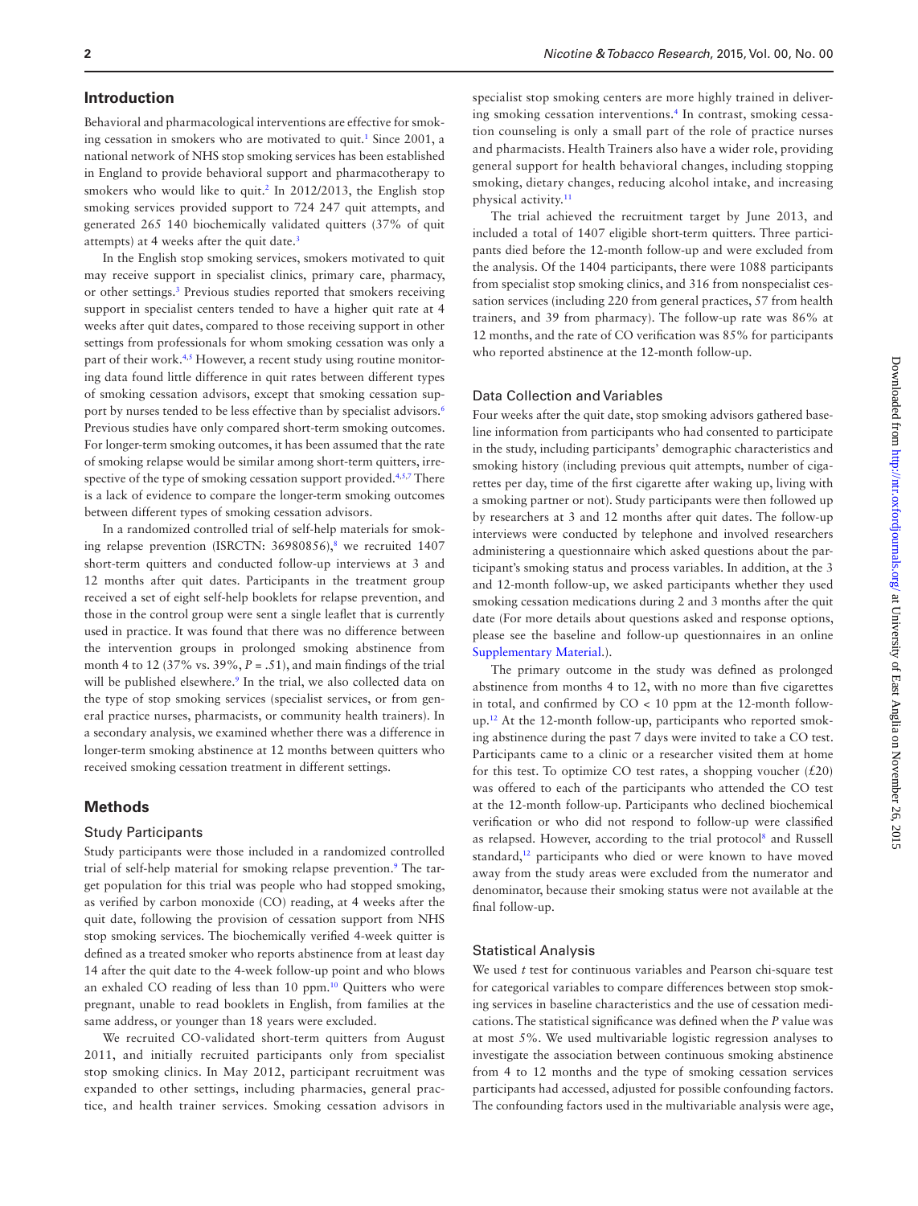## Introduction

Behavioral and pharmacological interventions are effective for smoking cessation in smokers who are motivated to quit.[1] Since 2001, a national network of NHS stop smoking services has been established in England to provide behavioral support and pharmacotherapy to smokers who would like to quit.[2] In 2012/2013, the English stop smoking services provided support to 724 247 quit attempts, and generated 265 140 biochemically validated quitters (37% of quit attempts) at 4 weeks after the quit date.[3]

In the English stop smoking services, smokers motivated to quit may receive support in specialist clinics, primary care, pharmacy, or other settings.[3] Previous studies reported that smokers receiving support in specialist centers tended to have a higher quit rate at 4 weeks after quit dates, compared to those receiving support in other settings from professionals for whom smoking cessation was only a part of their work.[4,5] However, a recent study using routine monitoring data found little difference in quit rates between different types of smoking cessation advisors, except that smoking cessation support by nurses tended to be less effective than by specialist advisors.[6] Previous studies have only compared short-term smoking outcomes. For longer-term smoking outcomes, it has been assumed that the rate of smoking relapse would be similar among short-term quitters, irrespective of the type of smoking cessation support provided.[4,5,7] There is a lack of evidence to compare the longer-term smoking outcomes between different types of smoking cessation advisors.

In a randomized controlled trial of self-help materials for smoking relapse prevention (ISRCTN: 36980856),[8] we recruited 1407 short-term quitters and conducted follow-up interviews at 3 and 12 months after quit dates. Participants in the treatment group received a set of eight self-help booklets for relapse prevention, and those in the control group were sent a single leaflet that is currently used in practice. It was found that there was no difference between the intervention groups in prolonged smoking abstinence from month 4 to 12 (37% vs. 39%, $P = .51$), and main findings of the trial will be published elsewhere.[9] In the trial, we also collected data on the type of stop smoking services (specialist services, or from general practice nurses, pharmacists, or community health trainers). In a secondary analysis, we examined whether there was a difference in longer-term smoking abstinence at 12 months between quitters who received smoking cessation treatment in different settings.

## Methods

### Study Participants

Study participants were those included in a randomized controlled trial of self-help material for smoking relapse prevention.[9] The target population for this trial was people who had stopped smoking, as verified by carbon monoxide (CO) reading, at 4 weeks after the quit date, following the provision of cessation support from NHS stop smoking services. The biochemically verified 4-week quitter is defined as a treated smoker who reports abstinence from at least day 14 after the quit date to the 4-week follow-up point and who blows an exhaled CO reading of less than 10 ppm.[10] Quitters who were pregnant, unable to read booklets in English, from families at the same address, or younger than 18 years were excluded.

We recruited CO-validated short-term quitters from August 2011, and initially recruited participants only from specialist stop smoking clinics. In May 2012, participant recruitment was expanded to other settings, including pharmacies, general practice, and health trainer services. Smoking cessation advisors in specialist stop smoking centers are more highly trained in delivering smoking cessation interventions.[4] In contrast, smoking cessation counseling is only a small part of the role of practice nurses and pharmacists. Health Trainers also have a wider role, providing general support for health behavioral changes, including stopping smoking, dietary changes, reducing alcohol intake, and increasing physical activity.[11]

The trial achieved the recruitment target by June 2013, and included a total of 1407 eligible short-term quitters. Three participants died before the 12-month follow-up and were excluded from the analysis. Of the 1404 participants, there were 1088 participants from specialist stop smoking clinics, and 316 from nonspecialist cessation services (including 220 from general practices, 57 from health trainers, and 39 from pharmacy). The follow-up rate was 86% at 12 months, and the rate of CO verification was 85% for participants who reported abstinence at the 12-month follow-up.

### Data Collection and Variables

Four weeks after the quit date, stop smoking advisors gathered baseline information from participants who had consented to participate in the study, including participants' demographic characteristics and smoking history (including previous quit attempts, number of cigarettes per day, time of the first cigarette after waking up, living with a smoking partner or not). Study participants were then followed up by researchers at 3 and 12 months after quit dates. The follow-up interviews were conducted by telephone and involved researchers administering a questionnaire which asked questions about the participant's smoking status and process variables. In addition, at the 3 and 12-month follow-up, we asked participants whether they used smoking cessation medications during 2 and 3 months after the quit date (For more details about questions asked and response options, please see the baseline and follow-up questionnaires in an online Supplementary Material.).

The primary outcome in the study was defined as prolonged abstinence from months 4 to 12, with no more than five cigarettes in total, and confirmed by CO < 10 ppm at the 12-month follow-up.[12] At the 12-month follow-up, participants who reported smoking abstinence during the past 7 days were invited to take a CO test. Participants came to a clinic or a researcher visited them at home for this test. To optimize CO test rates, a shopping voucher (£20) was offered to each of the participants who attended the CO test at the 12-month follow-up. Participants who declined biochemical verification or who did not respond to follow-up were classified as relapsed. However, according to the trial protocol[8] and Russell standard,[12] participants who died or were known to have moved away from the study areas were excluded from the numerator and denominator, because their smoking status were not available at the final follow-up.

### Statistical Analysis

We used *t* test for continuous variables and Pearson chi-square test for categorical variables to compare differences between stop smoking services in baseline characteristics and the use of cessation medications. The statistical significance was defined when the *P* value was at most 5%. We used multivariable logistic regression analyses to investigate the association between continuous smoking abstinence from 4 to 12 months and the type of smoking cessation services participants had accessed, adjusted for possible confounding factors. The confounding factors used in the multivariable analysis were age,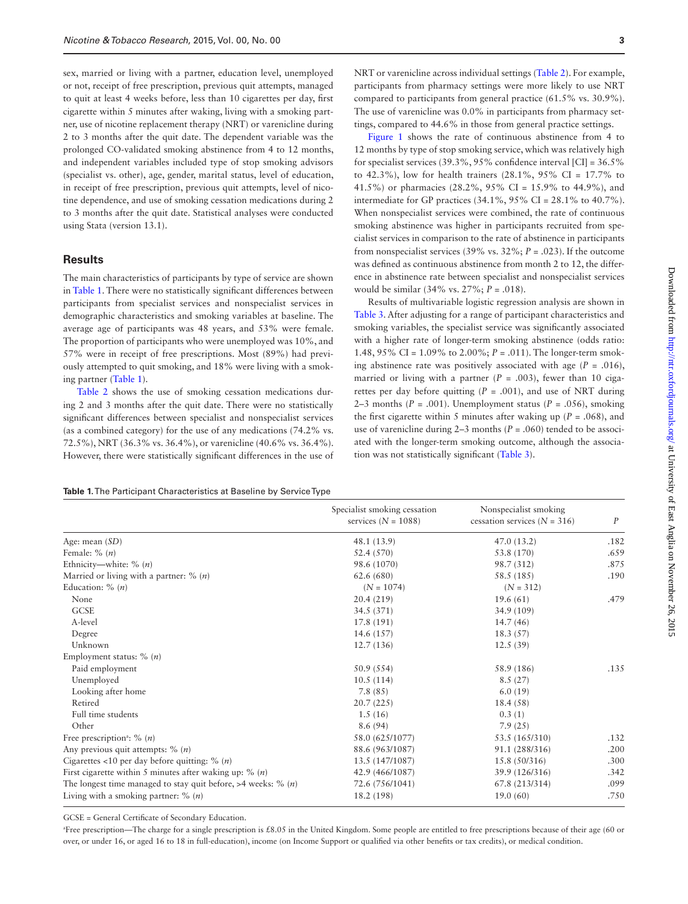sex, married or living with a partner, education level, unemployed or not, receipt of free prescription, previous quit attempts, managed to quit at least 4 weeks before, less than 10 cigarettes per day, first cigarette within 5 minutes after waking, living with a smoking partner, use of nicotine replacement therapy (NRT) or varenicline during 2 to 3 months after the quit date. The dependent variable was the prolonged CO-validated smoking abstinence from 4 to 12 months, and independent variables included type of stop smoking advisors (specialist vs. other), age, gender, marital status, level of education, in receipt of free prescription, previous quit attempts, level of nicotine dependence, and use of smoking cessation medications during 2 to 3 months after the quit date. Statistical analyses were conducted using Stata (version 13.1).

## Results

The main characteristics of participants by type of service are shown in Table 1. There were no statistically significant differences between participants from specialist services and nonspecialist services in demographic characteristics and smoking variables at baseline. The average age of participants was 48 years, and 53% were female. The proportion of participants who were unemployed was 10%, and 57% were in receipt of free prescriptions. Most (89%) had previously attempted to quit smoking, and 18% were living with a smoking partner (Table 1).

Table 2 shows the use of smoking cessation medications during 2 and 3 months after the quit date. There were no statistically significant differences between specialist and nonspecialist services (as a combined category) for the use of any medications (74.2% vs. 72.5%), NRT (36.3% vs. 36.4%), or varenicline (40.6% vs. 36.4%). However, there were statistically significant differences in the use of NRT or varenicline across individual settings (Table 2). For example, participants from pharmacy settings were more likely to use NRT compared to participants from general practice (61.5% vs. 30.9%). The use of varenicline was 0.0% in participants from pharmacy settings, compared to 44.6% in those from general practice settings.

Figure 1 shows the rate of continuous abstinence from 4 to 12 months by type of stop smoking service, which was relatively high for specialist services (39.3%, 95% confidence interval [CI] = 36.5% to 42.3%), low for health trainers (28.1%, 95% CI = 17.7% to 41.5%) or pharmacies (28.2%, 95% CI = 15.9% to 44.9%), and intermediate for GP practices (34.1%, 95% CI = 28.1% to 40.7%). When nonspecialist services were combined, the rate of continuous smoking abstinence was higher in participants recruited from specialist services in comparison to the rate of abstinence in participants from nonspecialist services (39% vs. 32%; $P = .023$). If the outcome was defined as continuous abstinence from month 2 to 12, the difference in abstinence rate between specialist and nonspecialist services would be similar (34% vs. 27%; $P = .018$).

Results of multivariable logistic regression analysis are shown in Table 3. After adjusting for a range of participant characteristics and smoking variables, the specialist service was significantly associated with a higher rate of longer-term smoking abstinence (odds ratio: 1.48, 95% CI = 1.09% to 2.00%; $P = .011$). The longer-term smoking abstinence rate was positively associated with age ($P = .016$), married or living with a partner ($P = .003$), fewer than 10 cigarettes per day before quitting ($P = .001$), and use of NRT during 2–3 months ($P = .001$). Unemployment status ($P = .056$), smoking the first cigarette within 5 minutes after waking up ($P = .068$), and use of varenicline during 2–3 months ($P = .060$) tended to be associated with the longer-term smoking outcome, although the association was not statistically significant (Table 3).

**Table 1.** The Participant Characteristics at Baseline by Service Type

| | Specialist smoking cessation services ($N = 1088$) | Nonspecialist smoking cessation services ($N = 316$) | $P$ |
|---|---|---|---|
| Age: mean (*SD*) | 48.1 (13.9) | 47.0 (13.2) | .182 |
| Female: % (*n*) | 52.4 (570) | 53.8 (170) | .659 |
| Ethnicity—white: % (*n*) | 98.6 (1070) | 98.7 (312) | .875 |
| Married or living with a partner: % (*n*) | 62.6 (680) | 58.5 (185) | .190 |
| Education: % (*n*) | ($N = 1074$) | ($N = 312$) | |
| None | 20.4 (219) | 19.6 (61) | .479 |
| GCSE | 34.5 (371) | 34.9 (109) | |
| A-level | 17.8 (191) | 14.7 (46) | |
| Degree | 14.6 (157) | 18.3 (57) | |
| Unknown | 12.7 (136) | 12.5 (39) | |
| Employment status: % (*n*) | | | |
| Paid employment | 50.9 (554) | 58.9 (186) | .135 |
| Unemployed | 10.5 (114) | 8.5 (27) | |
| Looking after home | 7.8 (85) | 6.0 (19) | |
| Retired | 20.7 (225) | 18.4 (58) | |
| Full time students | 1.5 (16) | 0.3 (1) | |
| Other | 8.6 (94) | 7.9 (25) | |
| Free prescription[a]: % (*n*) | 58.0 (625/1077) | 53.5 (165/310) | .132 |
| Any previous quit attempts: % (*n*) | 88.6 (963/1087) | 91.1 (288/316) | .200 |
| Cigarettes <10 per day before quitting: % (*n*) | 13.5 (147/1087) | 15.8 (50/316) | .300 |
| First cigarette within 5 minutes after waking up: % (*n*) | 42.9 (466/1087) | 39.9 (126/316) | .342 |
| The longest time managed to stay quit before, >4 weeks: % (*n*) | 72.6 (756/1041) | 67.8 (213/314) | .099 |
| Living with a smoking partner: % (*n*) | 18.2 (198) | 19.0 (60) | .750 |

GCSE = General Certificate of Secondary Education.

[a]Free prescription—The charge for a single prescription is £8.05 in the United Kingdom. Some people are entitled to free prescriptions because of their age (60 or over, or under 16, or aged 16 to 18 in full-education), income (on Income Support or qualified via other benefits or tax credits), or medical condition.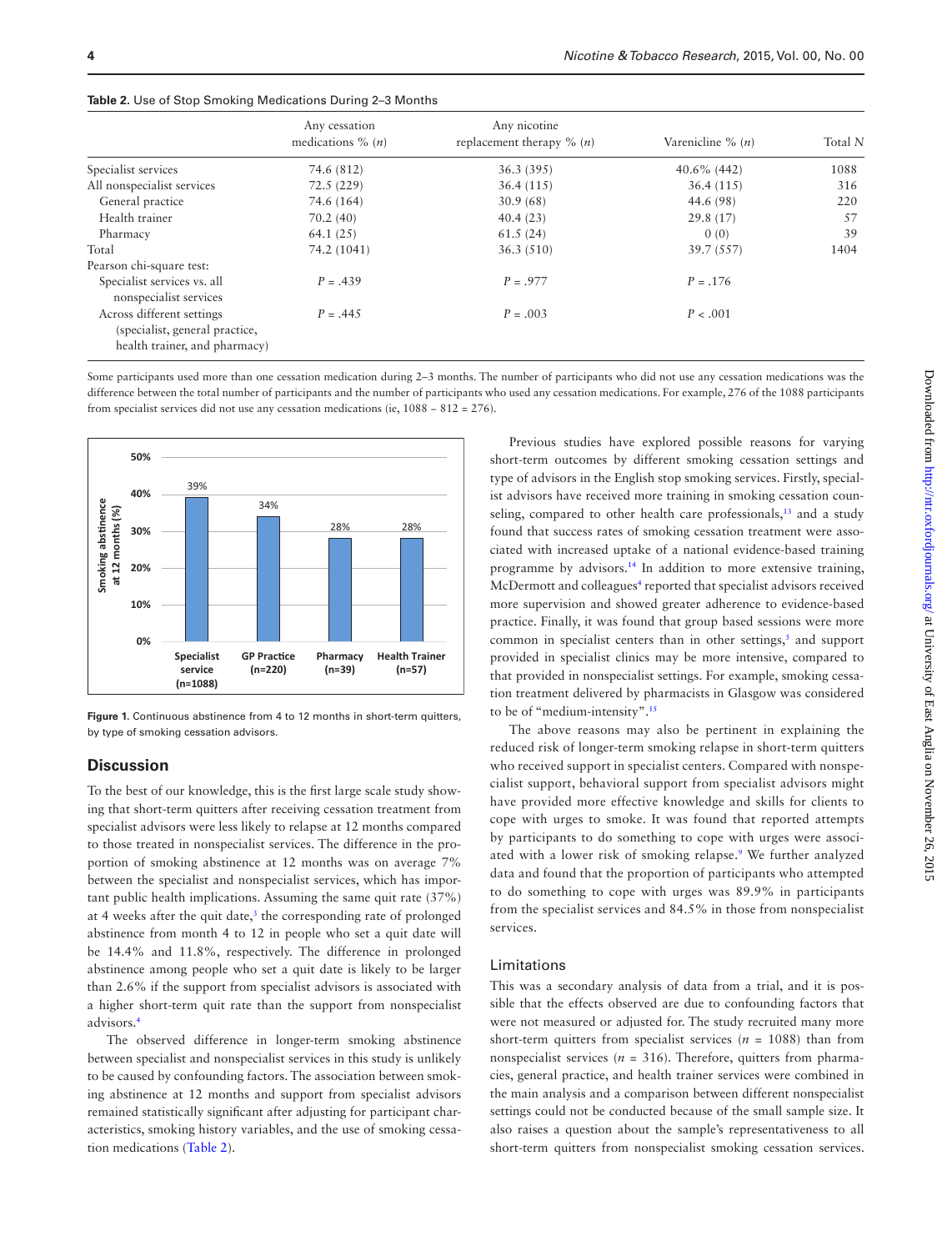**Table 2.** Use of Stop Smoking Medications During 2–3 Months

| | Any cessation medications % (*n*) | Any nicotine replacement therapy % (*n*) | Varenicline % (*n*) | Total *N* |
|---|---|---|---|---|
| Specialist services | 74.6 (812) | 36.3 (395) | 40.6% (442) | 1088 |
| All nonspecialist services | 72.5 (229) | 36.4 (115) | 36.4 (115) | 316 |
| General practice | 74.6 (164) | 30.9 (68) | 44.6 (98) | 220 |
| Health trainer | 70.2 (40) | 40.4 (23) | 29.8 (17) | 57 |
| Pharmacy | 64.1 (25) | 61.5 (24) | 0 (0) | 39 |
| Total | 74.2 (1041) | 36.3 (510) | 39.7 (557) | 1404 |
| Pearson chi-square test: | | | | |
| Specialist services vs. all nonspecialist services | $P = .439$ | $P = .977$ | $P = .176$ | |
| Across different settings (specialist, general practice, health trainer, and pharmacy) | $P = .445$ | $P = .003$ | $P < .001$ | |

Some participants used more than one cessation medication during 2–3 months. The number of participants who did not use any cessation medications was the difference between the total number of participants and the number of participants who used any cessation medications. For example, 276 of the 1088 participants from specialist services did not use any cessation medications (ie, 1088 − 812 = 276).

**Figure 1.** Continuous abstinence from 4 to 12 months in short-term quitters, by type of smoking cessation advisors.

## Discussion

To the best of our knowledge, this is the first large scale study showing that short-term quitters after receiving cessation treatment from specialist advisors were less likely to relapse at 12 months compared to those treated in nonspecialist services. The difference in the proportion of smoking abstinence at 12 months was on average 7% between the specialist and nonspecialist services, which has important public health implications. Assuming the same quit rate (37%) at 4 weeks after the quit date,[3] the corresponding rate of prolonged abstinence from month 4 to 12 in people who set a quit date will be 14.4% and 11.8%, respectively. The difference in prolonged abstinence among people who set a quit date is likely to be larger than 2.6% if the support from specialist advisors is associated with a higher short-term quit rate than the support from nonspecialist advisors.[4]

The observed difference in longer-term smoking abstinence between specialist and nonspecialist services in this study is unlikely to be caused by confounding factors. The association between smoking abstinence at 12 months and support from specialist advisors remained statistically significant after adjusting for participant characteristics, smoking history variables, and the use of smoking cessation medications (Table 2).

Previous studies have explored possible reasons for varying short-term outcomes by different smoking cessation settings and type of advisors in the English stop smoking services. Firstly, specialist advisors have received more training in smoking cessation counseling, compared to other health care professionals,[13] and a study found that success rates of smoking cessation treatment were associated with increased uptake of a national evidence-based training programme by advisors.[14] In addition to more extensive training, McDermott and colleagues[4] reported that specialist advisors received more supervision and showed greater adherence to evidence-based practice. Finally, it was found that group based sessions were more common in specialist centers than in other settings,[5] and support provided in specialist clinics may be more intensive, compared to that provided in nonspecialist settings. For example, smoking cessation treatment delivered by pharmacists in Glasgow was considered to be of "medium-intensity".[15]

The above reasons may also be pertinent in explaining the reduced risk of longer-term smoking relapse in short-term quitters who received support in specialist centers. Compared with nonspecialist support, behavioral support from specialist advisors might have provided more effective knowledge and skills for clients to cope with urges to smoke. It was found that reported attempts by participants to do something to cope with urges were associated with a lower risk of smoking relapse.[9] We further analyzed data and found that the proportion of participants who attempted to do something to cope with urges was 89.9% in participants from the specialist services and 84.5% in those from nonspecialist services.

### Limitations

This was a secondary analysis of data from a trial, and it is possible that the effects observed are due to confounding factors that were not measured or adjusted for. The study recruited many more short-term quitters from specialist services ($n$ = 1088) than from nonspecialist services ($n$ = 316). Therefore, quitters from pharmacies, general practice, and health trainer services were combined in the main analysis and a comparison between different nonspecialist settings could not be conducted because of the small sample size. It also raises a question about the sample's representativeness to all short-term quitters from nonspecialist smoking cessation services.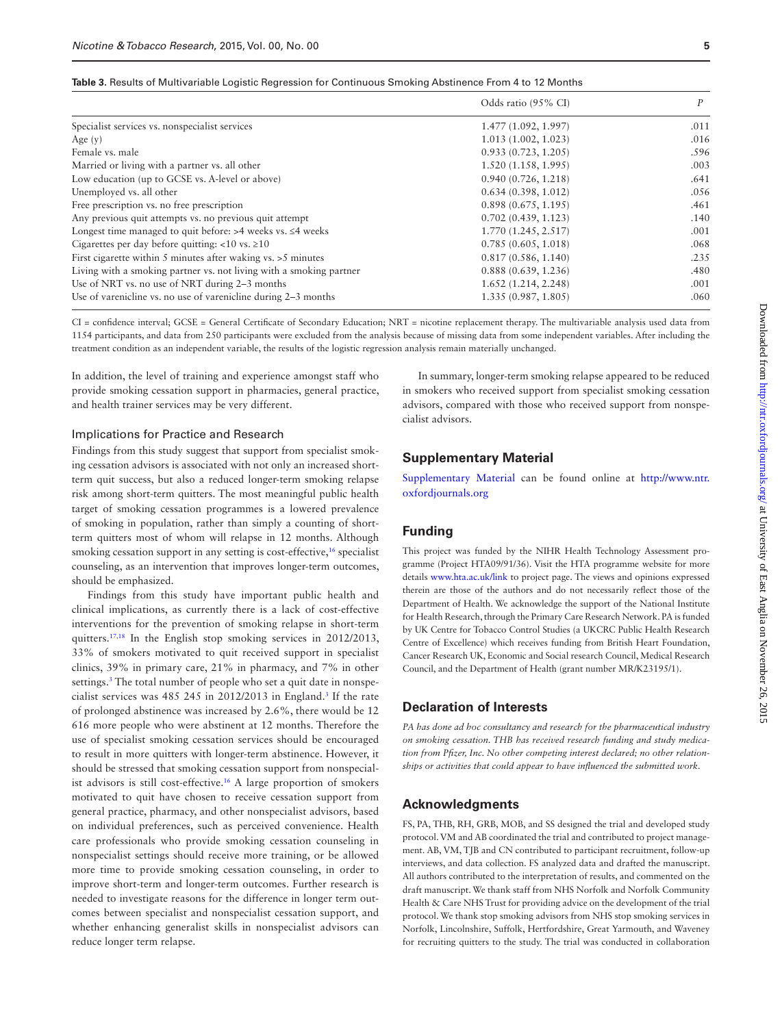**Table 3.** Results of Multivariable Logistic Regression for Continuous Smoking Abstinence From 4 to 12 Months

| | Odds ratio (95% CI) | *P* |
|---|---|---|
| Specialist services vs. nonspecialist services | 1.477 (1.092, 1.997) | .011 |
| Age (y) | 1.013 (1.002, 1.023) | .016 |
| Female vs. male | 0.933 (0.723, 1.205) | .596 |
| Married or living with a partner vs. all other | 1.520 (1.158, 1.995) | .003 |
| Low education (up to GCSE vs. A-level or above) | 0.940 (0.726, 1.218) | .641 |
| Unemployed vs. all other | 0.634 (0.398, 1.012) | .056 |
| Free prescription vs. no free prescription | 0.898 (0.675, 1.195) | .461 |
| Any previous quit attempts vs. no previous quit attempt | 0.702 (0.439, 1.123) | .140 |
| Longest time managed to quit before: >4 weeks vs. ≤4 weeks | 1.770 (1.245, 2.517) | .001 |
| Cigarettes per day before quitting: <10 vs. ≥10 | 0.785 (0.605, 1.018) | .068 |
| First cigarette within 5 minutes after waking vs. >5 minutes | 0.817 (0.586, 1.140) | .235 |
| Living with a smoking partner vs. not living with a smoking partner | 0.888 (0.639, 1.236) | .480 |
| Use of NRT vs. no use of NRT during 2–3 months | 1.652 (1.214, 2.248) | .001 |
| Use of varenicline vs. no use of varenicline during 2–3 months | 1.335 (0.987, 1.805) | .060 |

CI = confidence interval; GCSE = General Certificate of Secondary Education; NRT = nicotine replacement therapy. The multivariable analysis used data from 1154 participants, and data from 250 participants were excluded from the analysis because of missing data from some independent variables. After including the treatment condition as an independent variable, the results of the logistic regression analysis remain materially unchanged.

In addition, the level of training and experience amongst staff who provide smoking cessation support in pharmacies, general practice, and health trainer services may be very different.

### Implications for Practice and Research

Findings from this study suggest that support from specialist smoking cessation advisors is associated with not only an increased short-term quit success, but also a reduced longer-term smoking relapse risk among short-term quitters. The most meaningful public health target of smoking cessation programmes is a lowered prevalence of smoking in population, rather than simply a counting of short-term quitters most of whom will relapse in 12 months. Although smoking cessation support in any setting is cost-effective,[16] specialist counseling, as an intervention that improves longer-term outcomes, should be emphasized.

Findings from this study have important public health and clinical implications, as currently there is a lack of cost-effective interventions for the prevention of smoking relapse in short-term quitters.[17,18] In the English stop smoking services in 2012/2013, 33% of smokers motivated to quit received support in specialist clinics, 39% in primary care, 21% in pharmacy, and 7% in other settings.[3] The total number of people who set a quit date in nonspecialist services was 485 245 in 2012/2013 in England.[3] If the rate of prolonged abstinence was increased by 2.6%, there would be 12 616 more people who were abstinent at 12 months. Therefore the use of specialist smoking cessation services should be encouraged to result in more quitters with longer-term abstinence. However, it should be stressed that smoking cessation support from nonspecialist advisors is still cost-effective.[16] A large proportion of smokers motivated to quit have chosen to receive cessation support from general practice, pharmacy, and other nonspecialist advisors, based on individual preferences, such as perceived convenience. Health care professionals who provide smoking cessation counseling in nonspecialist settings should receive more training, or be allowed more time to provide smoking cessation counseling, in order to improve short-term and longer-term outcomes. Further research is needed to investigate reasons for the difference in longer term outcomes between specialist and nonspecialist cessation support, and whether enhancing generalist skills in nonspecialist advisors can reduce longer term relapse.

In summary, longer-term smoking relapse appeared to be reduced in smokers who received support from specialist smoking cessation advisors, compared with those who received support from nonspecialist advisors.

## Supplementary Material

Supplementary Material can be found online at http://www.ntr.oxfordjournals.org

## Funding

This project was funded by the NIHR Health Technology Assessment programme (Project HTA09/91/36). Visit the HTA programme website for more details www.hta.ac.uk/link to project page. The views and opinions expressed therein are those of the authors and do not necessarily reflect those of the Department of Health. We acknowledge the support of the National Institute for Health Research, through the Primary Care Research Network. PA is funded by UK Centre for Tobacco Control Studies (a UKCRC Public Health Research Centre of Excellence) which receives funding from British Heart Foundation, Cancer Research UK, Economic and Social research Council, Medical Research Council, and the Department of Health (grant number MR/K23195/1).

## Declaration of Interests

*PA has done ad hoc consultancy and research for the pharmaceutical industry on smoking cessation. THB has received research funding and study medication from Pfizer, Inc. No other competing interest declared; no other relationships or activities that could appear to have influenced the submitted work.*

## Acknowledgments

FS, PA, THB, RH, GRB, MOB, and SS designed the trial and developed study protocol. VM and AB coordinated the trial and contributed to project management. AB, VM, TJB and CN contributed to participant recruitment, follow-up interviews, and data collection. FS analyzed data and drafted the manuscript. All authors contributed to the interpretation of results, and commented on the draft manuscript. We thank staff from NHS Norfolk and Norfolk Community Health & Care NHS Trust for providing advice on the development of the trial protocol. We thank stop smoking advisors from NHS stop smoking services in Norfolk, Lincolnshire, Suffolk, Hertfordshire, Great Yarmouth, and Waveney for recruiting quitters to the study. The trial was conducted in collaboration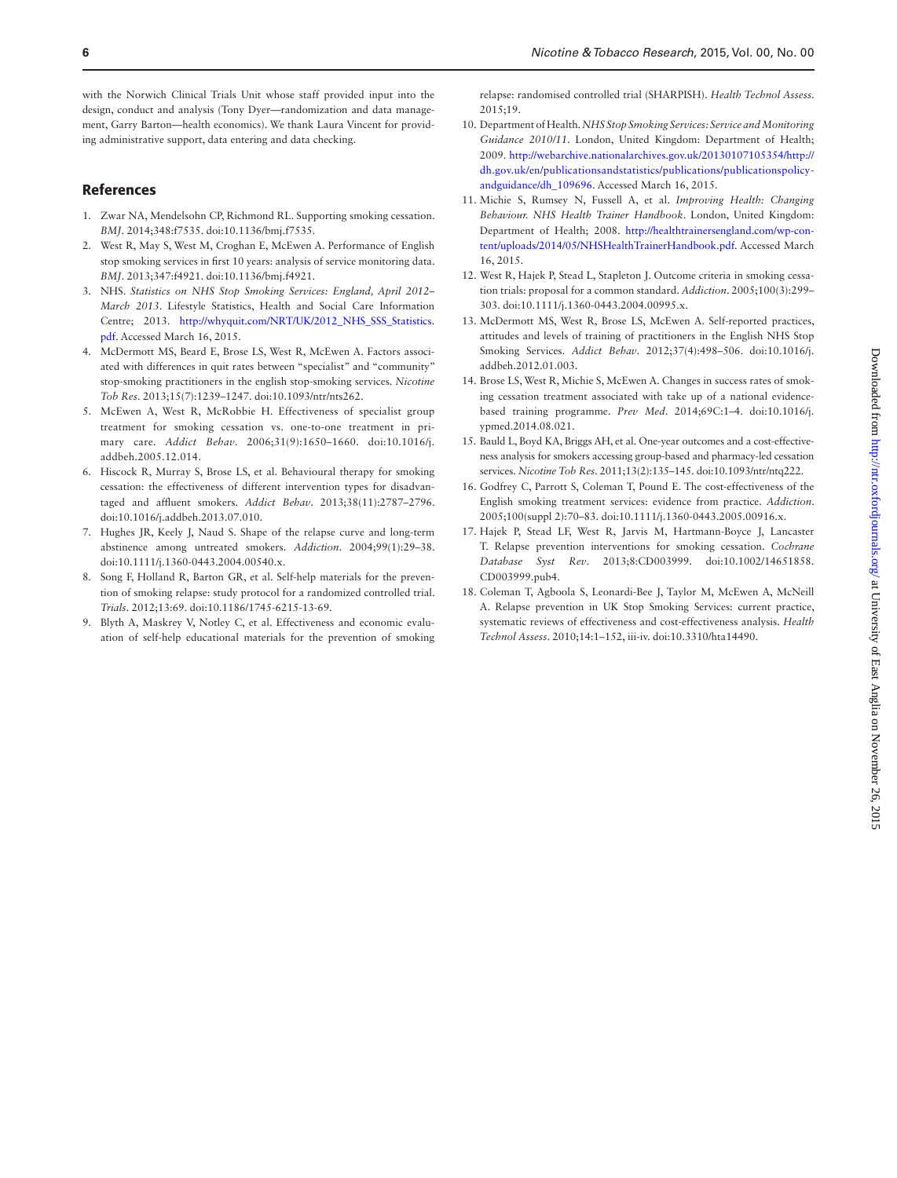with the Norwich Clinical Trials Unit whose staff provided input into the design, conduct and analysis (Tony Dyer—randomization and data management, Garry Barton—health economics). We thank Laura Vincent for providing administrative support, data entering and data checking.

## References

1. Zwar NA, Mendelsohn CP, Richmond RL. Supporting smoking cessation. *BMJ*. 2014;348:f7535. doi:10.1136/bmj.f7535.
2. West R, May S, West M, Croghan E, McEwen A. Performance of English stop smoking services in first 10 years: analysis of service monitoring data. *BMJ*. 2013;347:f4921. doi:10.1136/bmj.f4921.
3. NHS. *Statistics on NHS Stop Smoking Services: England, April 2012–March 2013*. Lifestyle Statistics, Health and Social Care Information Centre; 2013. http://whyquit.com/NRT/UK/2012_NHS_SSS_Statistics.pdf. Accessed March 16, 2015.
4. McDermott MS, Beard E, Brose LS, West R, McEwen A. Factors associated with differences in quit rates between "specialist" and "community" stop-smoking practitioners in the english stop-smoking services. *Nicotine Tob Res*. 2013;15(7):1239–1247. doi:10.1093/ntr/nts262.
5. McEwen A, West R, McRobbie H. Effectiveness of specialist group treatment for smoking cessation vs. one-to-one treatment in primary care. *Addict Behav*. 2006;31(9):1650–1660. doi:10.1016/j.addbeh.2005.12.014.
6. Hiscock R, Murray S, Brose LS, et al. Behavioural therapy for smoking cessation: the effectiveness of different intervention types for disadvantaged and affluent smokers. *Addict Behav*. 2013;38(11):2787–2796. doi:10.1016/j.addbeh.2013.07.010.
7. Hughes JR, Keely J, Naud S. Shape of the relapse curve and long-term abstinence among untreated smokers. *Addiction*. 2004;99(1):29–38. doi:10.1111/j.1360-0443.2004.00540.x.
8. Song F, Holland R, Barton GR, et al. Self-help materials for the prevention of smoking relapse: study protocol for a randomized controlled trial. *Trials*. 2012;13:69. doi:10.1186/1745-6215-13-69.
9. Blyth A, Maskrey V, Notley C, et al. Effectiveness and economic evaluation of self-help educational materials for the prevention of smoking relapse: randomised controlled trial (SHARPISH). *Health Technol Assess*. 2015;19.
10. Department of Health. *NHS Stop Smoking Services: Service and Monitoring Guidance 2010/11*. London, United Kingdom: Department of Health; 2009. http://webarchive.nationalarchives.gov.uk/20130107105354/http://dh.gov.uk/en/publicationsandstatistics/publications/publicationspolicyandguidance/dh_109696. Accessed March 16, 2015.
11. Michie S, Rumsey N, Fussell A, et al. *Improving Health: Changing Behaviour. NHS Health Trainer Handbook*. London, United Kingdom: Department of Health; 2008. http://healthtrainersengland.com/wp-content/uploads/2014/05/NHSHealthTrainerHandbook.pdf. Accessed March 16, 2015.
12. West R, Hajek P, Stead L, Stapleton J. Outcome criteria in smoking cessation trials: proposal for a common standard. *Addiction*. 2005;100(3):299–303. doi:10.1111/j.1360-0443.2004.00995.x.
13. McDermott MS, West R, Brose LS, McEwen A. Self-reported practices, attitudes and levels of training of practitioners in the English NHS Stop Smoking Services. *Addict Behav*. 2012;37(4):498–506. doi:10.1016/j.addbeh.2012.01.003.
14. Brose LS, West R, Michie S, McEwen A. Changes in success rates of smoking cessation treatment associated with take up of a national evidence-based training programme. *Prev Med*. 2014;69C:1–4. doi:10.1016/j.ypmed.2014.08.021.
15. Bauld L, Boyd KA, Briggs AH, et al. One-year outcomes and a cost-effectiveness analysis for smokers accessing group-based and pharmacy-led cessation services. *Nicotine Tob Res*. 2011;13(2):135–145. doi:10.1093/ntr/ntq222.
16. Godfrey C, Parrott S, Coleman T, Pound E. The cost-effectiveness of the English smoking treatment services: evidence from practice. *Addiction*. 2005;100(suppl 2):70–83. doi:10.1111/j.1360-0443.2005.00916.x.
17. Hajek P, Stead LF, West R, Jarvis M, Hartmann-Boyce J, Lancaster T. Relapse prevention interventions for smoking cessation. *Cochrane Database Syst Rev*. 2013;8:CD003999. doi:10.1002/14651858.CD003999.pub4.
18. Coleman T, Agboola S, Leonardi-Bee J, Taylor M, McEwen A, McNeill A. Relapse prevention in UK Stop Smoking Services: current practice, systematic reviews of effectiveness and cost-effectiveness analysis. *Health Technol Assess*. 2010;14:1–152, iii-iv. doi:10.3310/hta14490.